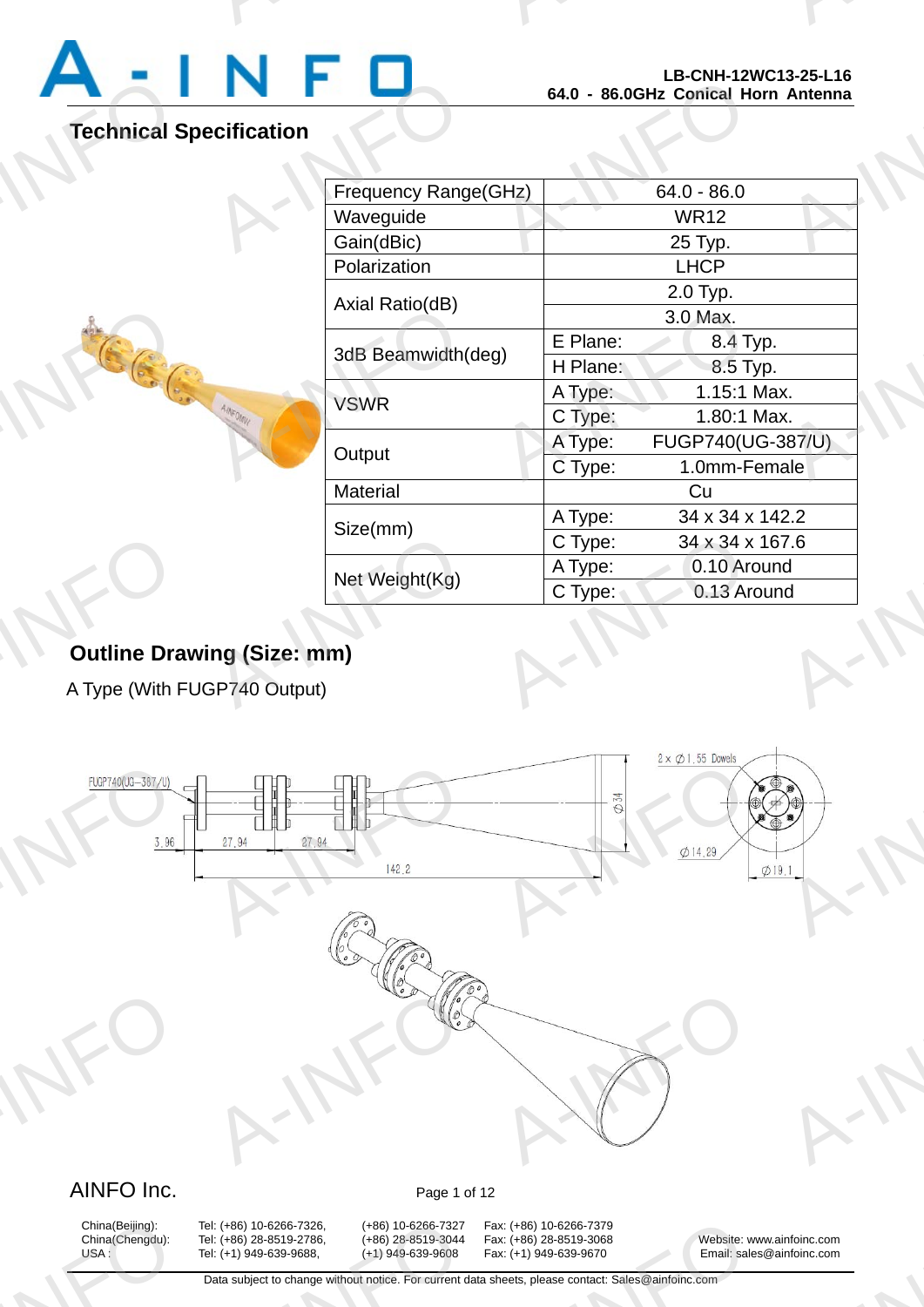LB-CNH-12WC13-25-L16
64.0 - 86.0GHz Conical Horn Antenna

## Technical Specification

| Parameter | | |
|---|---|---|
| Frequency Range(GHz) | 64.0 - 86.0 | |
| Waveguide | WR12 | |
| Gain(dBic) | 25 Typ. | |
| Polarization | LHCP | |
| Axial Ratio(dB) | 2.0 Typ. | |
| | 3.0 Max. | |
| 3dB Beamwidth(deg) | E Plane: | 8.4 Typ. |
| | H Plane: | 8.5 Typ. |
| VSWR | A Type: | 1.15:1 Max. |
| | C Type: | 1.80:1 Max. |
| Output | A Type: | FUGP740(UG-387/U) |
| | C Type: | 1.0mm-Female |
| Material | Cu | |
| Size(mm) | A Type: | 34 x 34 x 142.2 |
| | C Type: | 34 x 34 x 167.6 |
| Net Weight(Kg) | A Type: | 0.10 Around |
| | C Type: | 0.13 Around |

## Outline Drawing (Size: mm)

A Type (With FUGP740 Output)

FUGP740(UG-387/U)

3.96 27.94 27.94 142.2 Ø34

2 x Ø1.55 Dowels Ø14.29 Ø19.1

AINFO Inc.

China(Beijing): Tel: (+86) 10-6266-7326, (+86) 10-6266-7327 Fax: (+86) 10-6266-7379
China(Chengdu): Tel: (+86) 28-8519-2786, (+86) 28-8519-3044 Fax: (+86) 28-8519-3068
USA : Tel: (+1) 949-639-9688, (+1) 949-639-9608 Fax: (+1) 949-639-9670

Website: www.ainfoinc.com
Email: sales@ainfoinc.com

Data subject to change without notice. For current data sheets, please contact: Sales@ainfoinc.com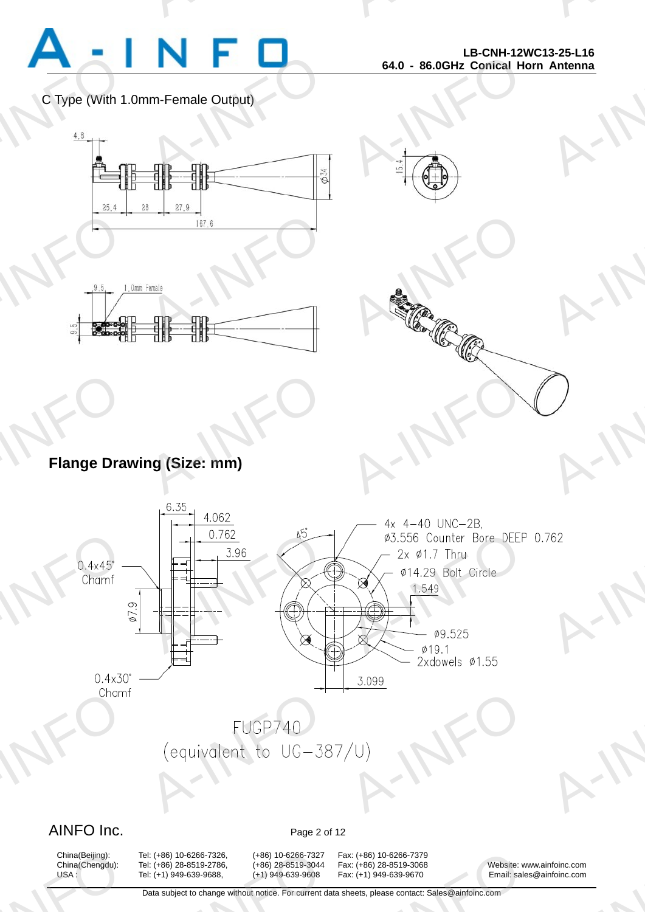C Type (With 1.0mm-Female Output)

## Flange Drawing (Size: mm)

FUGP740
(equivalent to UG-387/U)

AINFO Inc.

| | | | |
|---|---|---|---|
| China(Beijing): | Tel: (+86) 10-6266-7326, | (+86) 10-6266-7327 | Fax: (+86) 10-6266-7379 |
| China(Chengdu): | Tel: (+86) 28-8519-2786, | (+86) 28-8519-3044 | Fax: (+86) 28-8519-3068 |
| USA : | Tel: (+1) 949-639-9688, | (+1) 949-639-9608 | Fax: (+1) 949-639-9670 |

Website: www.ainfoinc.com
Email: sales@ainfoinc.com

Data subject to change without notice. For current data sheets, please contact: Sales@ainfoinc.com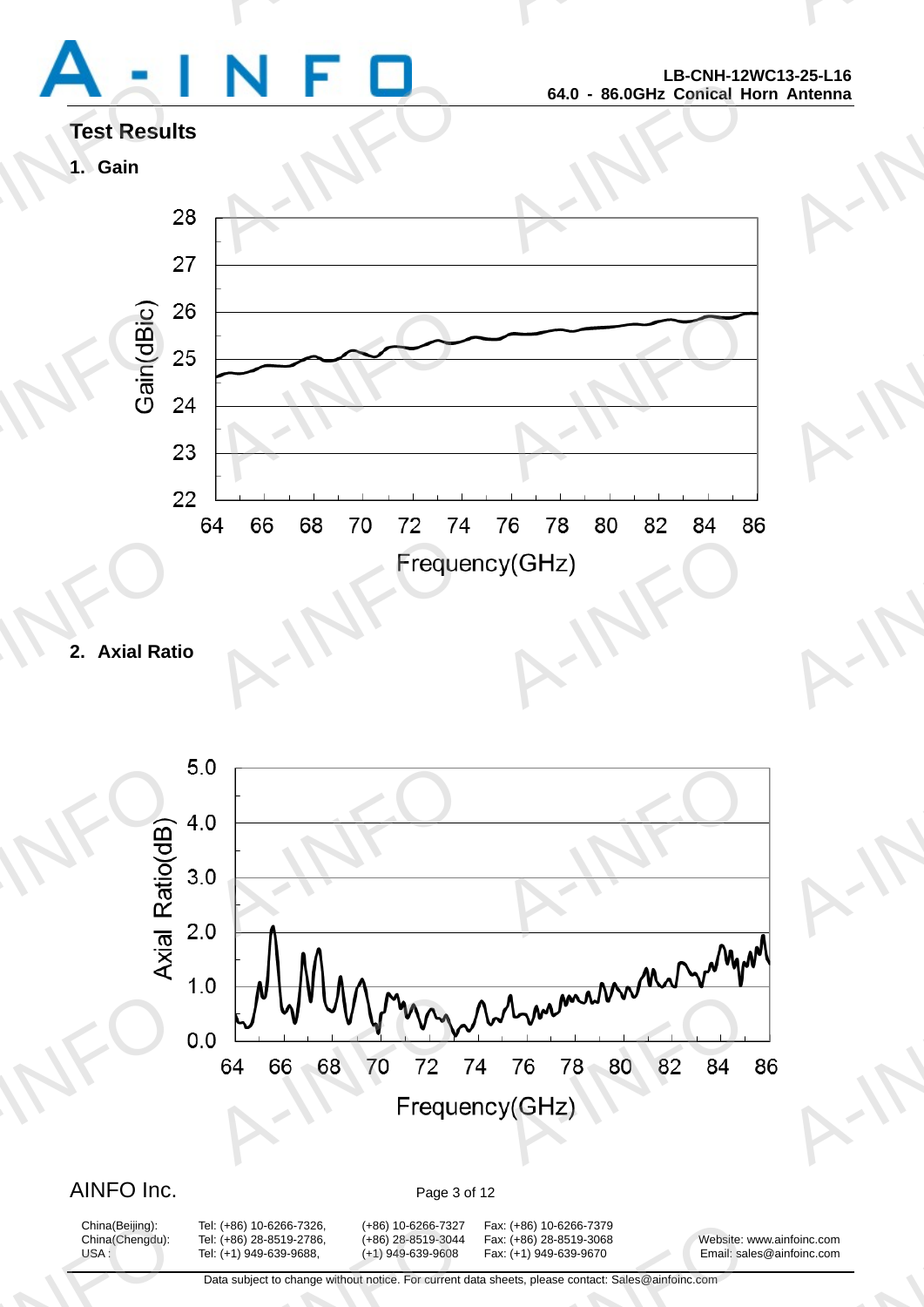## Test Results

### 1. Gain

### 2. Axial Ratio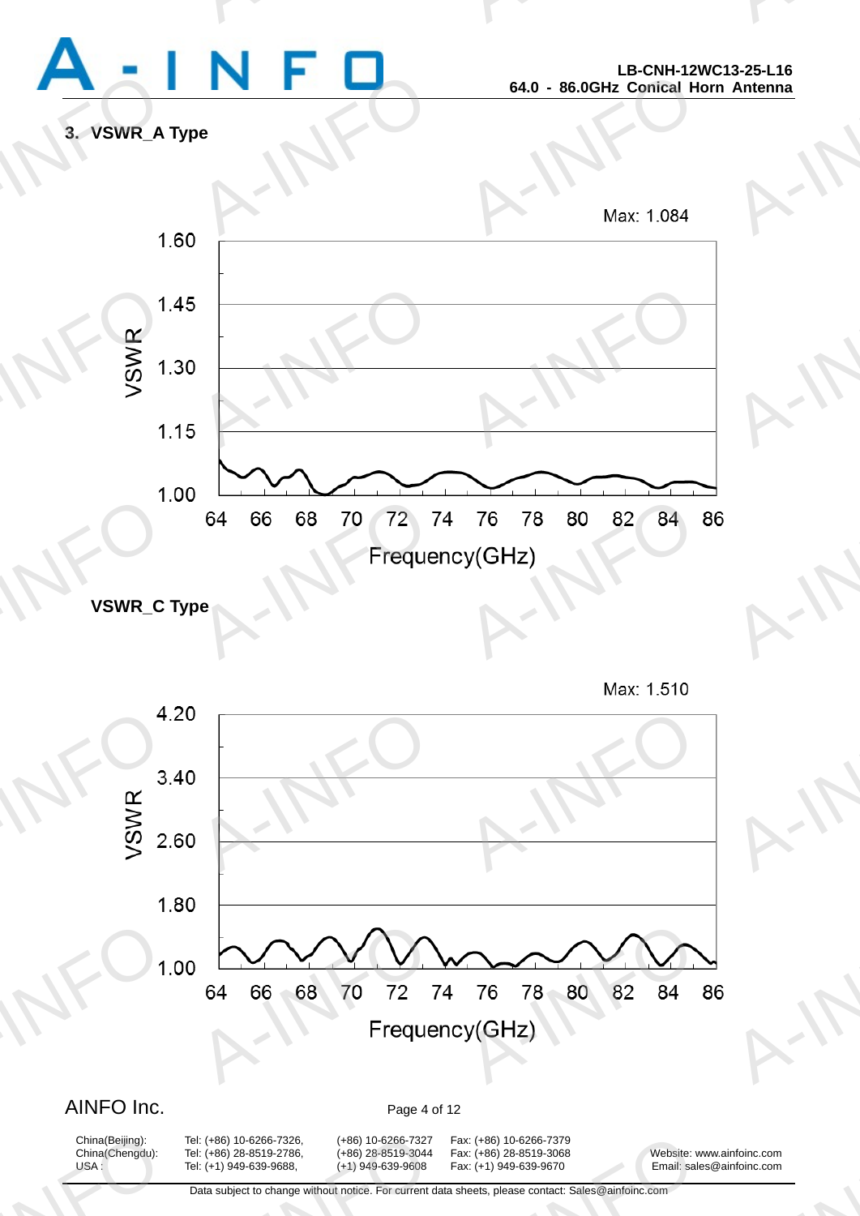## 3. VSWR_A Type

Max: 1.084

VSWR: 1.00, 1.15, 1.30, 1.45, 1.60

Frequency(GHz): 64, 66, 68, 70, 72, 74, 76, 78, 80, 82, 84, 86

## VSWR_C Type

Max: 1.510

VSWR: 1.00, 1.80, 2.60, 3.40, 4.20

Frequency(GHz): 64, 66, 68, 70, 72, 74, 76, 78, 80, 82, 84, 86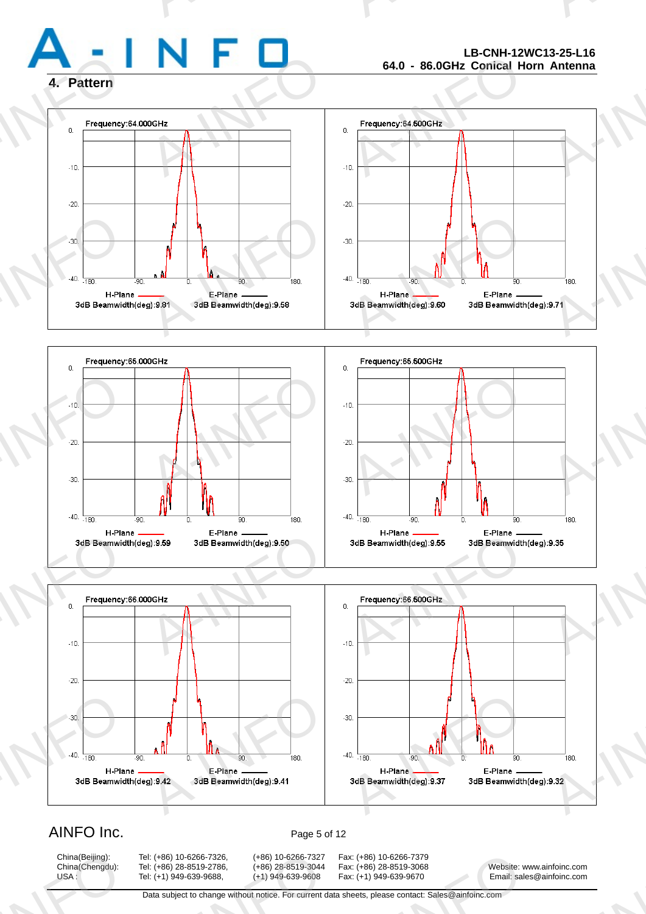## 4. Pattern

Frequency:64.000GHz

H-Plane 3dB Beamwidth(deg):9.81 | E-Plane 3dB Beamwidth(deg):9.58

Frequency:64.500GHz

H-Plane 3dB Beamwidth(deg):9.60 | E-Plane 3dB Beamwidth(deg):9.71

Frequency:65.000GHz

H-Plane 3dB Beamwidth(deg):9.59 | E-Plane 3dB Beamwidth(deg):9.50

Frequency:65.500GHz

H-Plane 3dB Beamwidth(deg):9.55 | E-Plane 3dB Beamwidth(deg):9.35

Frequency:66.000GHz

H-Plane 3dB Beamwidth(deg):9.42 | E-Plane 3dB Beamwidth(deg):9.41

Frequency:66.500GHz

H-Plane 3dB Beamwidth(deg):9.37 | E-Plane 3dB Beamwidth(deg):9.32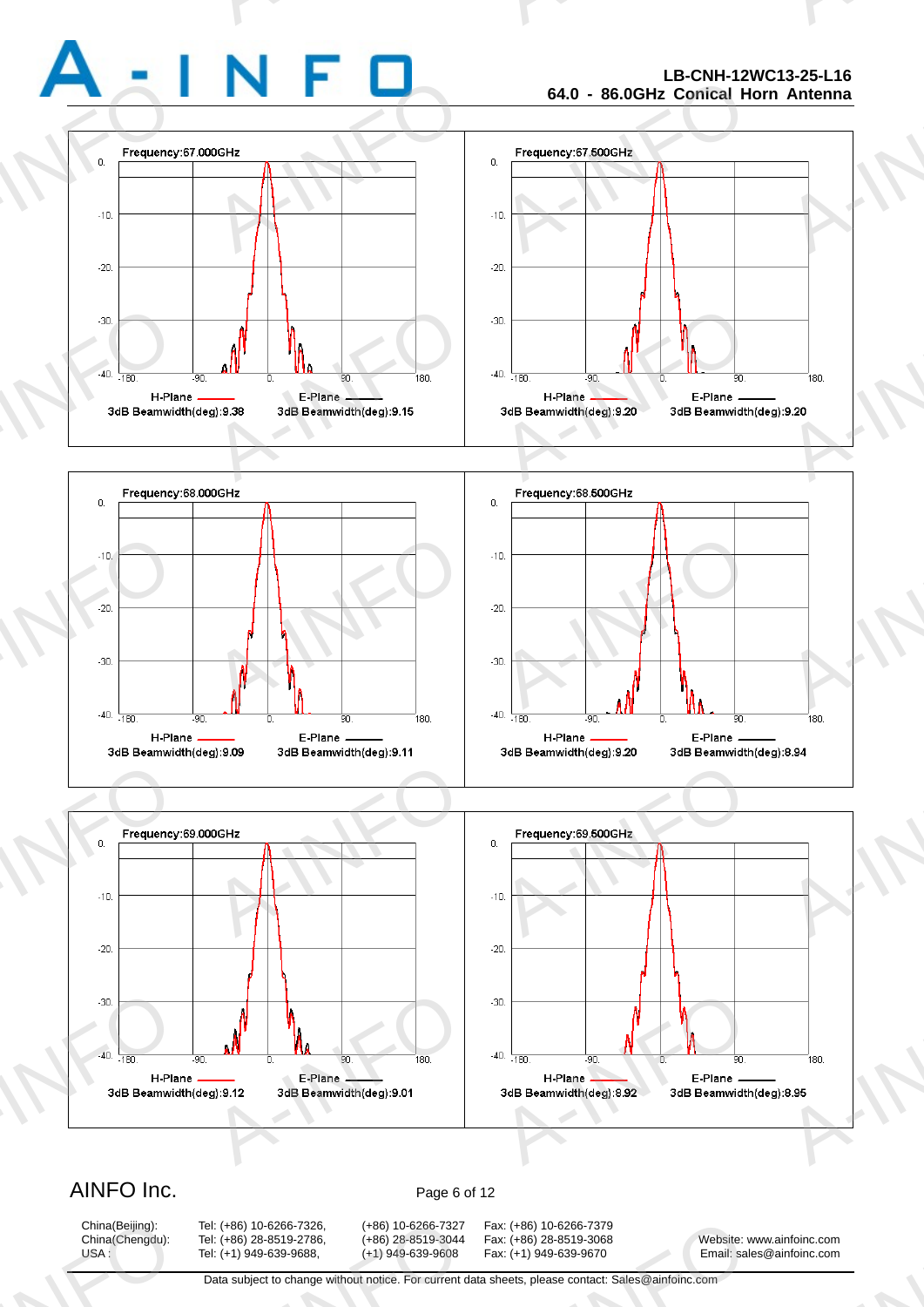Frequency:67.000GHz

H-Plane —— E-Plane ——

3dB Beamwidth(deg):9.38 3dB Beamwidth(deg):9.15

Frequency:67.500GHz

H-Plane —— E-Plane ——

3dB Beamwidth(deg):9.20 3dB Beamwidth(deg):9.20

Frequency:68.000GHz

H-Plane —— E-Plane ——

3dB Beamwidth(deg):9.09 3dB Beamwidth(deg):9.11

Frequency:68.500GHz

H-Plane —— E-Plane ——

3dB Beamwidth(deg):9.20 3dB Beamwidth(deg):8.94

Frequency:69.000GHz

H-Plane —— E-Plane ——

3dB Beamwidth(deg):9.12 3dB Beamwidth(deg):9.01

Frequency:69.500GHz

H-Plane —— E-Plane ——

3dB Beamwidth(deg):8.92 3dB Beamwidth(deg):8.95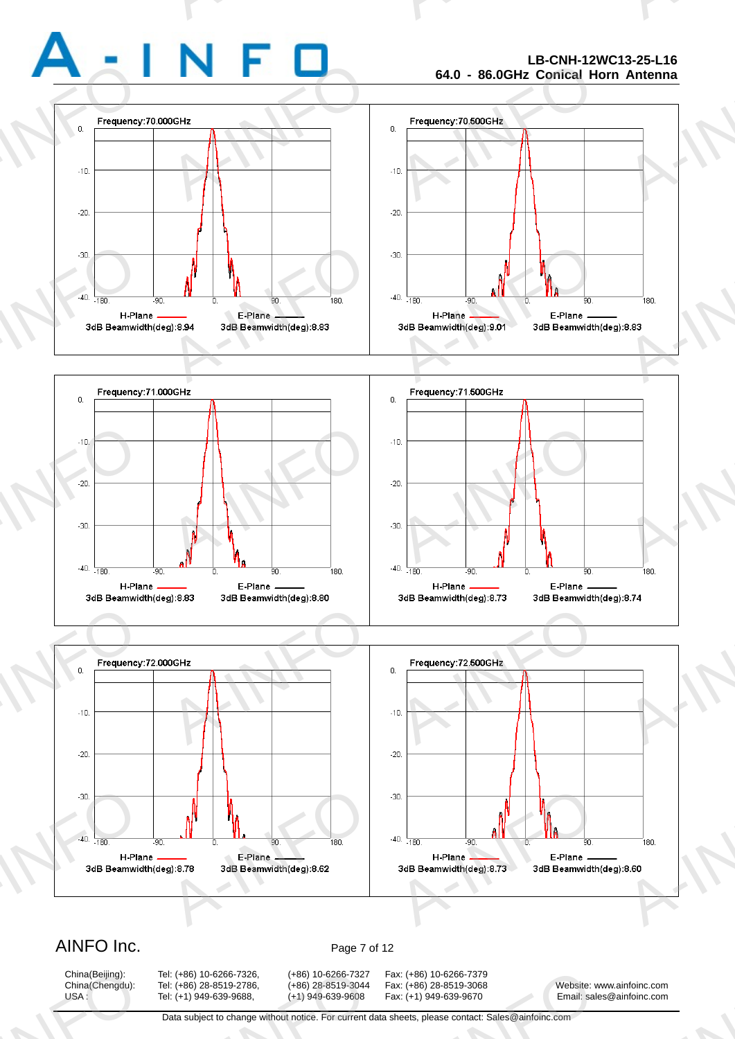Frequency:70.000GHz

H-Plane —— E-Plane ——

3dB Beamwidth(deg):8.94 3dB Beamwidth(deg):8.83

Frequency:70.500GHz

H-Plane —— E-Plane ——

3dB Beamwidth(deg):9.01 3dB Beamwidth(deg):8.83

Frequency:71.000GHz

H-Plane —— E-Plane ——

3dB Beamwidth(deg):8.83 3dB Beamwidth(deg):8.80

Frequency:71.500GHz

H-Plane —— E-Plane ——

3dB Beamwidth(deg):8.73 3dB Beamwidth(deg):8.74

Frequency:72.000GHz

H-Plane —— E-Plane ——

3dB Beamwidth(deg):8.78 3dB Beamwidth(deg):8.62

Frequency:72.500GHz

H-Plane —— E-Plane ——

3dB Beamwidth(deg):8.73 3dB Beamwidth(deg):8.60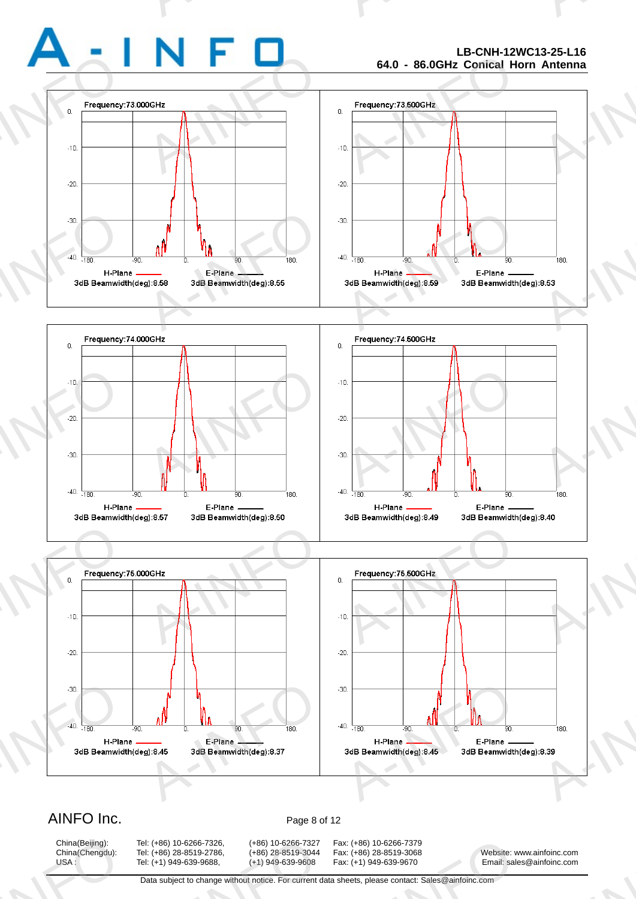Frequency:73.000GHz

H-Plane 3dB Beamwidth(deg):8.58

E-Plane 3dB Beamwidth(deg):8.55

Frequency:73.500GHz

H-Plane 3dB Beamwidth(deg):8.59

E-Plane 3dB Beamwidth(deg):8.53

Frequency:74.000GHz

H-Plane 3dB Beamwidth(deg):8.57

E-Plane 3dB Beamwidth(deg):8.50

Frequency:74.500GHz

H-Plane 3dB Beamwidth(deg):8.49

E-Plane 3dB Beamwidth(deg):8.40

Frequency:75.000GHz

H-Plane 3dB Beamwidth(deg):8.45

E-Plane 3dB Beamwidth(deg):8.37

Frequency:75.500GHz

H-Plane 3dB Beamwidth(deg):8.45

E-Plane 3dB Beamwidth(deg):8.39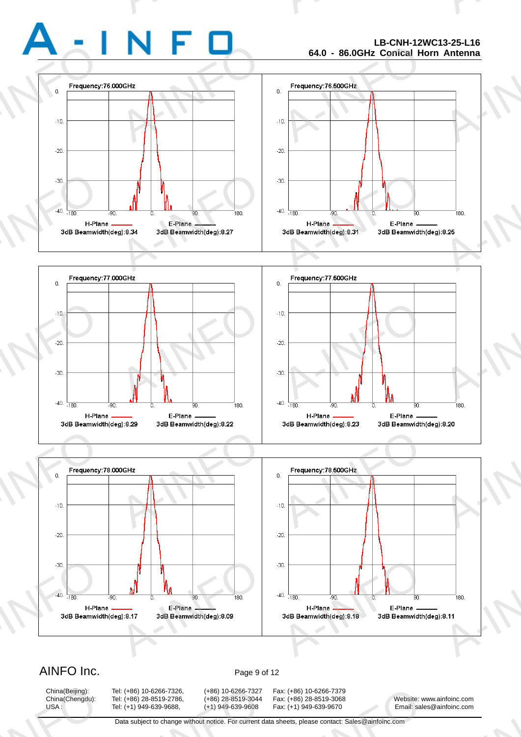Frequency:76.000GHz

H-Plane — 3dB Beamwidth(deg):8.34 | E-Plane — 3dB Beamwidth(deg):8.27

Frequency:76.500GHz

H-Plane — 3dB Beamwidth(deg):8.31 | E-Plane — 3dB Beamwidth(deg):8.25

Frequency:77.000GHz

H-Plane — 3dB Beamwidth(deg):8.29 | E-Plane — 3dB Beamwidth(deg):8.22

Frequency:77.500GHz

H-Plane — 3dB Beamwidth(deg):8.23 | E-Plane — 3dB Beamwidth(deg):8.20

Frequency:78.000GHz

H-Plane — 3dB Beamwidth(deg):8.17 | E-Plane — 3dB Beamwidth(deg):8.09

Frequency:78.500GHz

H-Plane — 3dB Beamwidth(deg):8.18 | E-Plane — 3dB Beamwidth(deg):8.11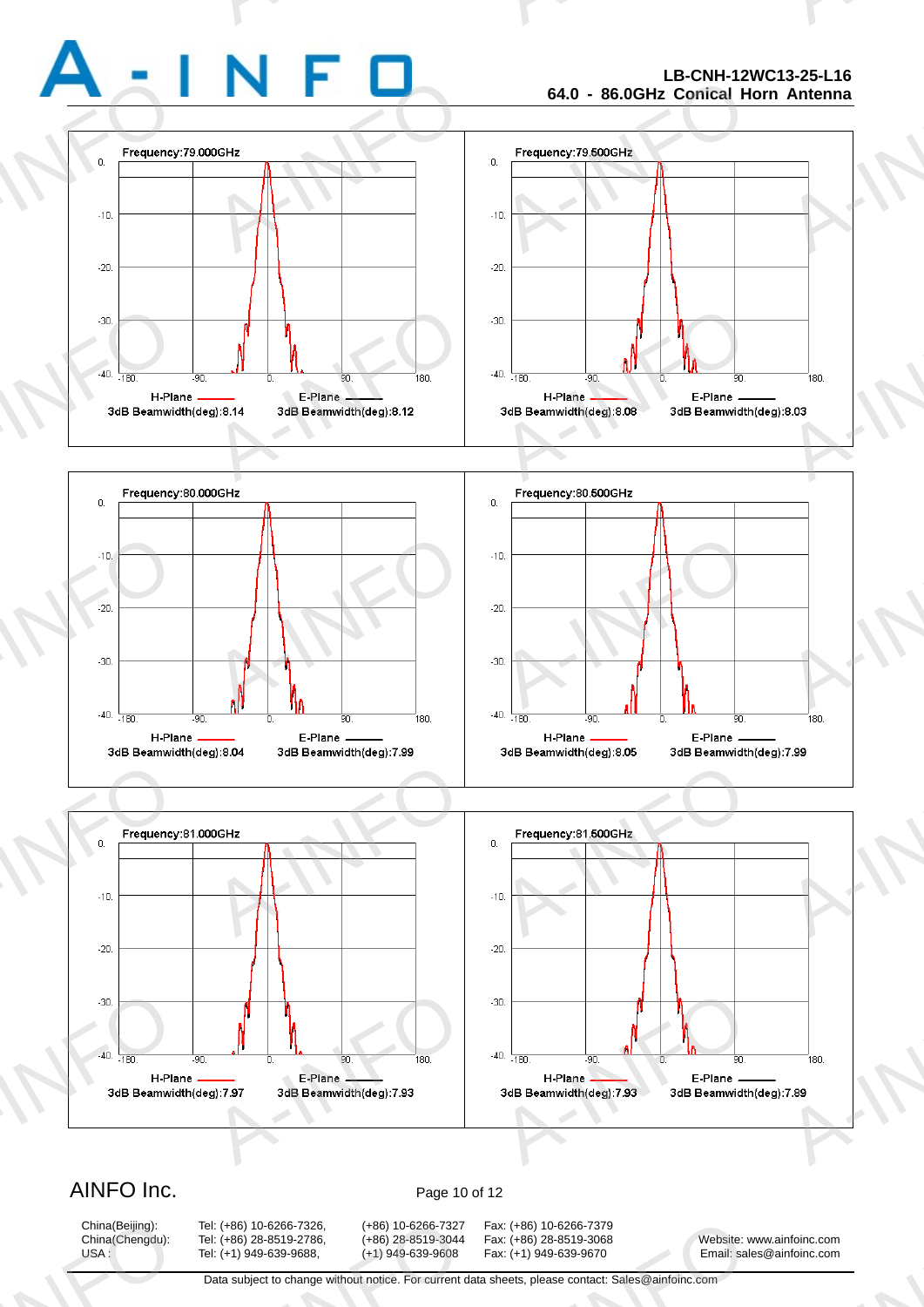Frequency:79.000GHz

H-Plane 3dB Beamwidth(deg):8.14 E-Plane 3dB Beamwidth(deg):8.12

Frequency:79.500GHz

H-Plane 3dB Beamwidth(deg):8.08 E-Plane 3dB Beamwidth(deg):8.03

Frequency:80.000GHz

H-Plane 3dB Beamwidth(deg):8.04 E-Plane 3dB Beamwidth(deg):7.99

Frequency:80.500GHz

H-Plane 3dB Beamwidth(deg):8.05 E-Plane 3dB Beamwidth(deg):7.99

Frequency:81.000GHz

H-Plane 3dB Beamwidth(deg):7.97 E-Plane 3dB Beamwidth(deg):7.93

Frequency:81.500GHz

H-Plane 3dB Beamwidth(deg):7.93 E-Plane 3dB Beamwidth(deg):7.89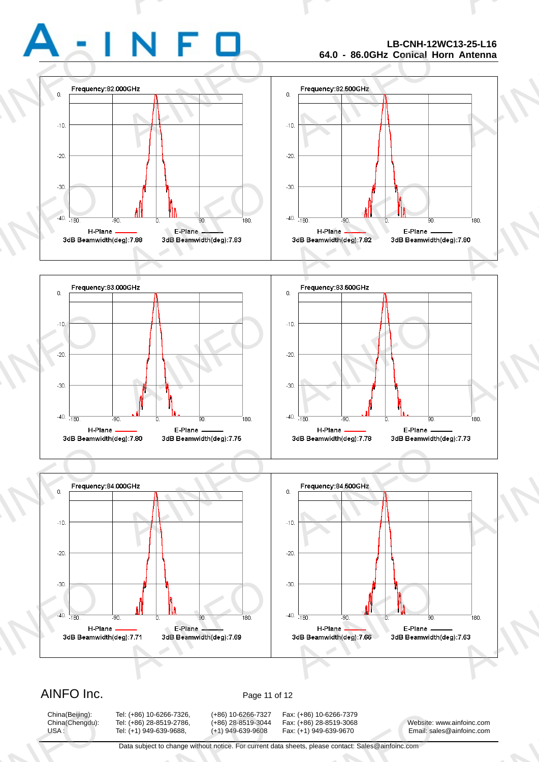| Frequency | H-Plane 3dB Beamwidth (deg) | E-Plane 3dB Beamwidth (deg) |
|---|---|---|
| 82.000GHz | 7.88 | 7.83 |
| 82.500GHz | 7.82 | 7.80 |
| 83.000GHz | 7.80 | 7.75 |
| 83.500GHz | 7.78 | 7.73 |
| 84.000GHz | 7.71 | 7.69 |
| 84.500GHz | 7.66 | 7.63 |

AINFO Inc.

China(Beijing): Tel: (+86) 10-6266-7326, (+86) 10-6266-7327 Fax: (+86) 10-6266-7379
China(Chengdu): Tel: (+86) 28-8519-2786, (+86) 28-8519-3044 Fax: (+86) 28-8519-3068
USA : Tel: (+1) 949-639-9688, (+1) 949-639-9608 Fax: (+1) 949-639-9670

Website: www.ainfoinc.com
Email: sales@ainfoinc.com

Data subject to change without notice. For current data sheets, please contact: Sales@ainfoinc.com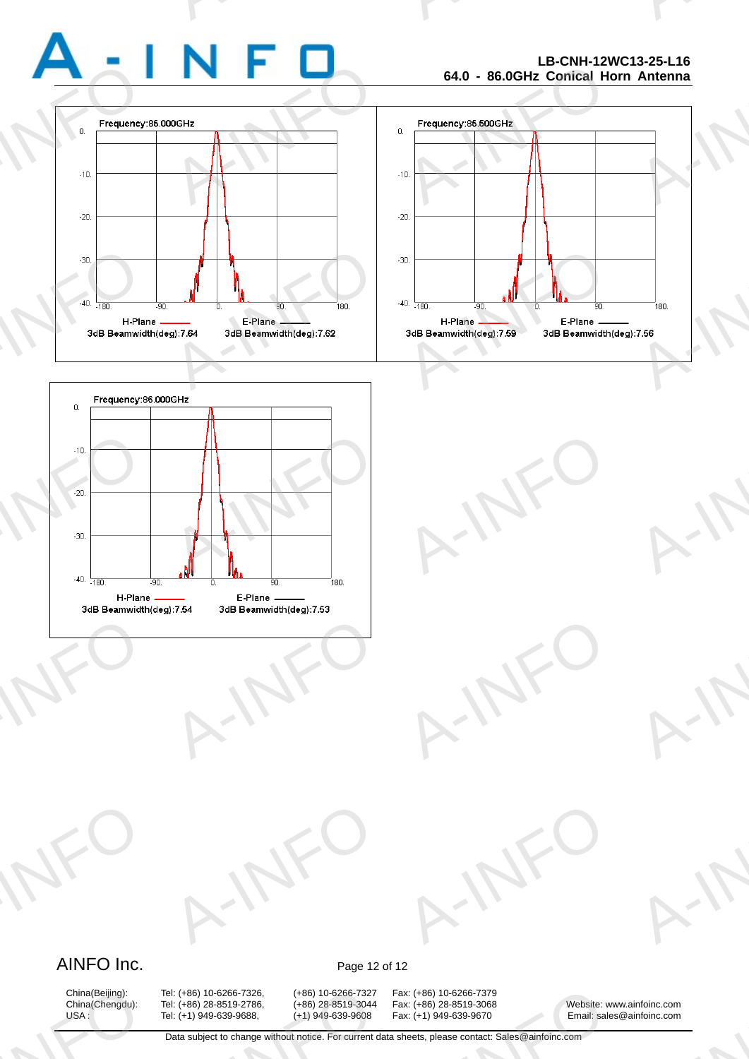Frequency:85.000GHz

0.

-10.

-20.

-30.

-40.

-180. -90. 0. 90. 180.

H-Plane
3dB Beamwidth(deg):7.64

E-Plane
3dB Beamwidth(deg):7.62

Frequency:85.500GHz

0.

-10.

-20.

-30.

-40.

-180. -90. 0. 90. 180.

H-Plane
3dB Beamwidth(deg):7.59

E-Plane
3dB Beamwidth(deg):7.56

Frequency:86.000GHz

0.

-10.

-20.

-30.

-40.

-180. -90. 0. 90. 180.

H-Plane
3dB Beamwidth(deg):7.54

E-Plane
3dB Beamwidth(deg):7.53

AINFO Inc.

| | | | | |
|---|---|---|---|---|
| China(Beijing): | Tel: (+86) 10-6266-7326, | (+86) 10-6266-7327 | Fax: (+86) 10-6266-7379 | |
| China(Chengdu): | Tel: (+86) 28-8519-2786, | (+86) 28-8519-3044 | Fax: (+86) 28-8519-3068 | Website: www.ainfoinc.com |
| USA : | Tel: (+1) 949-639-9688, | (+1) 949-639-9608 | Fax: (+1) 949-639-9670 | Email: sales@ainfoinc.com |

Data subject to change without notice. For current data sheets, please contact: Sales@ainfoinc.com